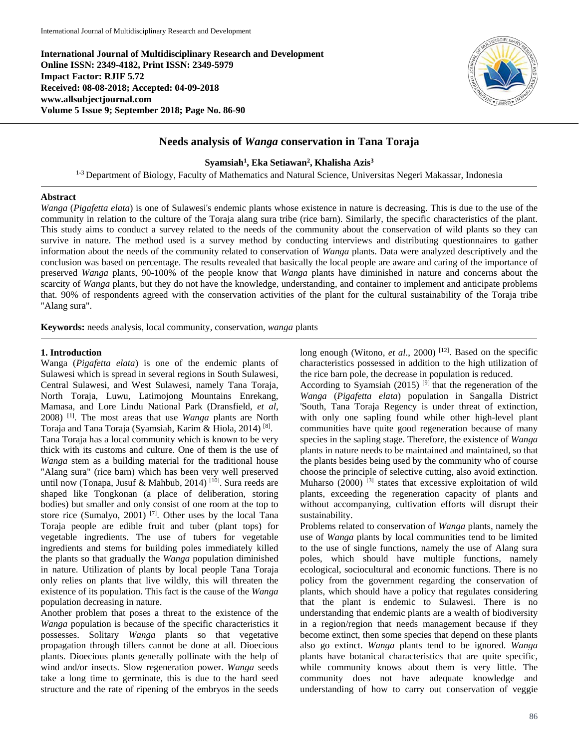**International Journal of Multidisciplinary Research and Development**
**Online ISSN: 2349-4182, Print ISSN: 2349-5979**
**Impact Factor: RJIF 5.72**
**Received: 08-08-2018; Accepted: 04-09-2018**
**www.allsubjectjournal.com**
**Volume 5 Issue 9; September 2018; Page No. 86-90**

# Needs analysis of *Wanga* conservation in Tana Toraja

**Syamsiah[1], Eka Setiawan[2], Khalisha Azis[3]**

[1-3] Department of Biology, Faculty of Mathematics and Natural Science, Universitas Negeri Makassar, Indonesia

## Abstract

*Wanga* (*Pigafetta elata*) is one of Sulawesi's endemic plants whose existence in nature is decreasing. This is due to the use of the community in relation to the culture of the Toraja alang sura tribe (rice barn). Similarly, the specific characteristics of the plant. This study aims to conduct a survey related to the needs of the community about the conservation of wild plants so they can survive in nature. The method used is a survey method by conducting interviews and distributing questionnaires to gather information about the needs of the community related to conservation of *Wanga* plants. Data were analyzed descriptively and the conclusion was based on percentage. The results revealed that basically the local people are aware and caring of the importance of preserved *Wanga* plants, 90-100% of the people know that *Wanga* plants have diminished in nature and concerns about the scarcity of *Wanga* plants, but they do not have the knowledge, understanding, and container to implement and anticipate problems that. 90% of respondents agreed with the conservation activities of the plant for the cultural sustainability of the Toraja tribe "Alang sura".

**Keywords:** needs analysis, local community, conservation, *wanga* plants

## 1. Introduction

Wanga (*Pigafetta elata*) is one of the endemic plants of Sulawesi which is spread in several regions in South Sulawesi, Central Sulawesi, and West Sulawesi, namely Tana Toraja, North Toraja, Luwu, Latimojong Mountains Enrekang, Mamasa, and Lore Lindu National Park (Dransfield, *et al*, 2008) [1]. The most areas that use *Wanga* plants are North Toraja and Tana Toraja (Syamsiah, Karim & Hiola, 2014) [8].

Tana Toraja has a local community which is known to be very thick with its customs and culture. One of them is the use of *Wanga* stem as a building material for the traditional house "Alang sura" (rice barn) which has been very well preserved until now (Tonapa, Jusuf & Mahbub, 2014) [10]. Sura reeds are shaped like Tongkonan (a place of deliberation, storing bodies) but smaller and only consist of one room at the top to store rice (Sumalyo, 2001) [7]. Other uses by the local Tana Toraja people are edible fruit and tuber (plant tops) for vegetable ingredients. The use of tubers for vegetable ingredients and stems for building poles immediately killed the plants so that gradually the *Wanga* population diminished in nature. Utilization of plants by local people Tana Toraja only relies on plants that live wildly, this will threaten the existence of its population. This fact is the cause of the *Wanga* population decreasing in nature.

Another problem that poses a threat to the existence of the *Wanga* population is because of the specific characteristics it possesses. Solitary *Wanga* plants so that vegetative propagation through tillers cannot be done at all. Dioecious plants. Dioecious plants generally pollinate with the help of wind and/or insects. Slow regeneration power. *Wanga* seeds take a long time to germinate, this is due to the hard seed structure and the rate of ripening of the embryos in the seeds long enough (Witono, *et al*., 2000) [12]. Based on the specific characteristics possessed in addition to the high utilization of the rice barn pole, the decrease in population is reduced.

According to Syamsiah (2015) [9] that the regeneration of the *Wanga* (*Pigafetta elata*) population in Sangalla District 'South, Tana Toraja Regency is under threat of extinction, with only one sapling found while other high-level plant communities have quite good regeneration because of many species in the sapling stage. Therefore, the existence of *Wanga* plants in nature needs to be maintained and maintained, so that the plants besides being used by the community who of course choose the principle of selective cutting, also avoid extinction. Muharso (2000) [3] states that excessive exploitation of wild plants, exceeding the regeneration capacity of plants and without accompanying, cultivation efforts will disrupt their sustainability.

Problems related to conservation of *Wanga* plants, namely the use of *Wanga* plants by local communities tend to be limited to the use of single functions, namely the use of Alang sura poles, which should have multiple functions, namely ecological, sociocultural and economic functions. There is no policy from the government regarding the conservation of plants, which should have a policy that regulates considering that the plant is endemic to Sulawesi. There is no understanding that endemic plants are a wealth of biodiversity in a region/region that needs management because if they become extinct, then some species that depend on these plants also go extinct. *Wanga* plants tend to be ignored. *Wanga* plants have botanical characteristics that are quite specific, while community knows about them is very little. The community does not have adequate knowledge and understanding of how to carry out conservation of veggie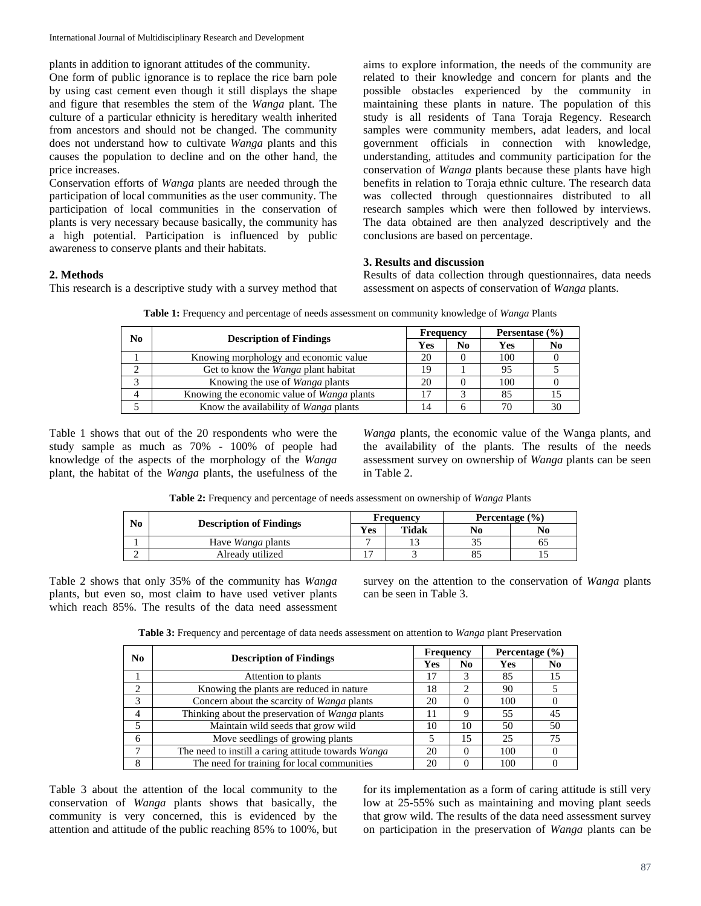plants in addition to ignorant attitudes of the community.

One form of public ignorance is to replace the rice barn pole by using cast cement even though it still displays the shape and figure that resembles the stem of the *Wanga* plant. The culture of a particular ethnicity is hereditary wealth inherited from ancestors and should not be changed. The community does not understand how to cultivate *Wanga* plants and this causes the population to decline and on the other hand, the price increases.

Conservation efforts of *Wanga* plants are needed through the participation of local communities as the user community. The participation of local communities in the conservation of plants is very necessary because basically, the community has a high potential. Participation is influenced by public awareness to conserve plants and their habitats.

## 2. Methods

This research is a descriptive study with a survey method that aims to explore information, the needs of the community are related to their knowledge and concern for plants and the possible obstacles experienced by the community in maintaining these plants in nature. The population of this study is all residents of Tana Toraja Regency. Research samples were community members, adat leaders, and local government officials in connection with knowledge, understanding, attitudes and community participation for the conservation of *Wanga* plants because these plants have high benefits in relation to Toraja ethnic culture. The research data was collected through questionnaires distributed to all research samples which were then followed by interviews. The data obtained are then analyzed descriptively and the conclusions are based on percentage.

## 3. Results and discussion

Results of data collection through questionnaires, data needs assessment on aspects of conservation of *Wanga* plants.

**Table 1:** Frequency and percentage of needs assessment on community knowledge of *Wanga* Plants

| No | Description of Findings | Frequency | | Persentase (%) | |
|---|---|---|---|---|---|
| | | Yes | No | Yes | No |
| 1 | Knowing morphology and economic value | 20 | 0 | 100 | 0 |
| 2 | Get to know the *Wanga* plant habitat | 19 | 1 | 95 | 5 |
| 3 | Knowing the use of *Wanga* plants | 20 | 0 | 100 | 0 |
| 4 | Knowing the economic value of *Wanga* plants | 17 | 3 | 85 | 15 |
| 5 | Know the availability of *Wanga* plants | 14 | 6 | 70 | 30 |

Table 1 shows that out of the 20 respondents who were the study sample as much as 70% - 100% of people had knowledge of the aspects of the morphology of the *Wanga* plant, the habitat of the *Wanga* plants, the usefulness of the *Wanga* plants, the economic value of the Wanga plants, and the availability of the plants. The results of the needs assessment survey on ownership of *Wanga* plants can be seen in Table 2.

**Table 2:** Frequency and percentage of needs assessment on ownership of *Wanga* Plants

| No | Description of Findings | Frequency | | Percentage (%) | |
|---|---|---|---|---|---|
| | | Yes | Tidak | No | No |
| 1 | Have *Wanga* plants | 7 | 13 | 35 | 65 |
| 2 | Already utilized | 17 | 3 | 85 | 15 |

Table 2 shows that only 35% of the community has *Wanga* plants, but even so, most claim to have used vetiver plants which reach 85%. The results of the data need assessment survey on the attention to the conservation of *Wanga* plants can be seen in Table 3.

**Table 3:** Frequency and percentage of data needs assessment on attention to *Wanga* plant Preservation

| No | Description of Findings | Frequency | | Percentage (%) | |
|---|---|---|---|---|---|
| | | Yes | No | Yes | No |
| 1 | Attention to plants | 17 | 3 | 85 | 15 |
| 2 | Knowing the plants are reduced in nature | 18 | 2 | 90 | 5 |
| 3 | Concern about the scarcity of *Wanga* plants | 20 | 0 | 100 | 0 |
| 4 | Thinking about the preservation of *Wanga* plants | 11 | 9 | 55 | 45 |
| 5 | Maintain wild seeds that grow wild | 10 | 10 | 50 | 50 |
| 6 | Move seedlings of growing plants | 5 | 15 | 25 | 75 |
| 7 | The need to instill a caring attitude towards *Wanga* | 20 | 0 | 100 | 0 |
| 8 | The need for training for local communities | 20 | 0 | 100 | 0 |

Table 3 about the attention of the local community to the conservation of *Wanga* plants shows that basically, the community is very concerned, this is evidenced by the attention and attitude of the public reaching 85% to 100%, but for its implementation as a form of caring attitude is still very low at 25-55% such as maintaining and moving plant seeds that grow wild. The results of the data need assessment survey on participation in the preservation of *Wanga* plants can be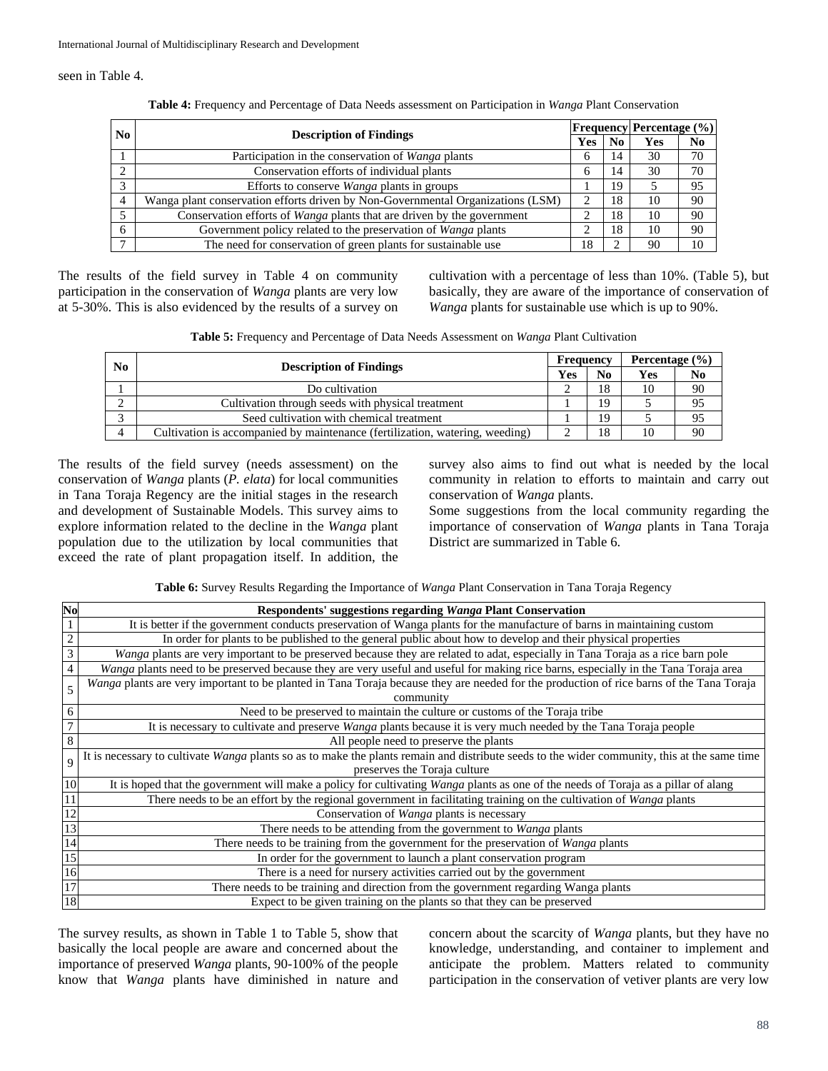seen in Table 4.

**Table 4:** Frequency and Percentage of Data Needs assessment on Participation in *Wanga* Plant Conservation

| No | Description of Findings | Frequency | | Percentage (%) | |
|---|---|---|---|---|---|
| | | Yes | No | Yes | No |
| 1 | Participation in the conservation of *Wanga* plants | 6 | 14 | 30 | 70 |
| 2 | Conservation efforts of individual plants | 6 | 14 | 30 | 70 |
| 3 | Efforts to conserve *Wanga* plants in groups | 1 | 19 | 5 | 95 |
| 4 | Wanga plant conservation efforts driven by Non-Governmental Organizations (LSM) | 2 | 18 | 10 | 90 |
| 5 | Conservation efforts of *Wanga* plants that are driven by the government | 2 | 18 | 10 | 90 |
| 6 | Government policy related to the preservation of *Wanga* plants | 2 | 18 | 10 | 90 |
| 7 | The need for conservation of green plants for sustainable use | 18 | 2 | 90 | 10 |

The results of the field survey in Table 4 on community participation in the conservation of *Wanga* plants are very low at 5-30%. This is also evidenced by the results of a survey on cultivation with a percentage of less than 10%. (Table 5), but basically, they are aware of the importance of conservation of *Wanga* plants for sustainable use which is up to 90%.

**Table 5:** Frequency and Percentage of Data Needs Assessment on *Wanga* Plant Cultivation

| No | Description of Findings | Frequency | | Percentage (%) | |
|---|---|---|---|---|---|
| | | Yes | No | Yes | No |
| 1 | Do cultivation | 2 | 18 | 10 | 90 |
| 2 | Cultivation through seeds with physical treatment | 1 | 19 | 5 | 95 |
| 3 | Seed cultivation with chemical treatment | 1 | 19 | 5 | 95 |
| 4 | Cultivation is accompanied by maintenance (fertilization, watering, weeding) | 2 | 18 | 10 | 90 |

The results of the field survey (needs assessment) on the conservation of *Wanga* plants (*P. elata*) for local communities in Tana Toraja Regency are the initial stages in the research and development of Sustainable Models. This survey aims to explore information related to the decline in the *Wanga* plant population due to the utilization by local communities that exceed the rate of plant propagation itself. In addition, the survey also aims to find out what is needed by the local community in relation to efforts to maintain and carry out conservation of *Wanga* plants.

Some suggestions from the local community regarding the importance of conservation of *Wanga* plants in Tana Toraja District are summarized in Table 6.

**Table 6:** Survey Results Regarding the Importance of *Wanga* Plant Conservation in Tana Toraja Regency

| No | Respondents' suggestions regarding *Wanga* Plant Conservation |
|---|---|
| 1 | It is better if the government conducts preservation of Wanga plants for the manufacture of barns in maintaining custom |
| 2 | In order for plants to be published to the general public about how to develop and their physical properties |
| 3 | *Wanga* plants are very important to be preserved because they are related to adat, especially in Tana Toraja as a rice barn pole |
| 4 | *Wanga* plants need to be preserved because they are very useful and useful for making rice barns, especially in the Tana Toraja area |
| 5 | *Wanga* plants are very important to be planted in Tana Toraja because they are needed for the production of rice barns of the Tana Toraja community |
| 6 | Need to be preserved to maintain the culture or customs of the Toraja tribe |
| 7 | It is necessary to cultivate and preserve *Wanga* plants because it is very much needed by the Tana Toraja people |
| 8 | All people need to preserve the plants |
| 9 | It is necessary to cultivate *Wanga* plants so as to make the plants remain and distribute seeds to the wider community, this at the same time preserves the Toraja culture |
| 10 | It is hoped that the government will make a policy for cultivating *Wanga* plants as one of the needs of Toraja as a pillar of alang |
| 11 | There needs to be an effort by the regional government in facilitating training on the cultivation of *Wanga* plants |
| 12 | Conservation of *Wanga* plants is necessary |
| 13 | There needs to be attending from the government to *Wanga* plants |
| 14 | There needs to be training from the government for the preservation of *Wanga* plants |
| 15 | In order for the government to launch a plant conservation program |
| 16 | There is a need for nursery activities carried out by the government |
| 17 | There needs to be training and direction from the government regarding Wanga plants |
| 18 | Expect to be given training on the plants so that they can be preserved |

The survey results, as shown in Table 1 to Table 5, show that basically the local people are aware and concerned about the importance of preserved *Wanga* plants, 90-100% of the people know that *Wanga* plants have diminished in nature and concern about the scarcity of *Wanga* plants, but they have no knowledge, understanding, and container to implement and anticipate the problem. Matters related to community participation in the conservation of vetiver plants are very low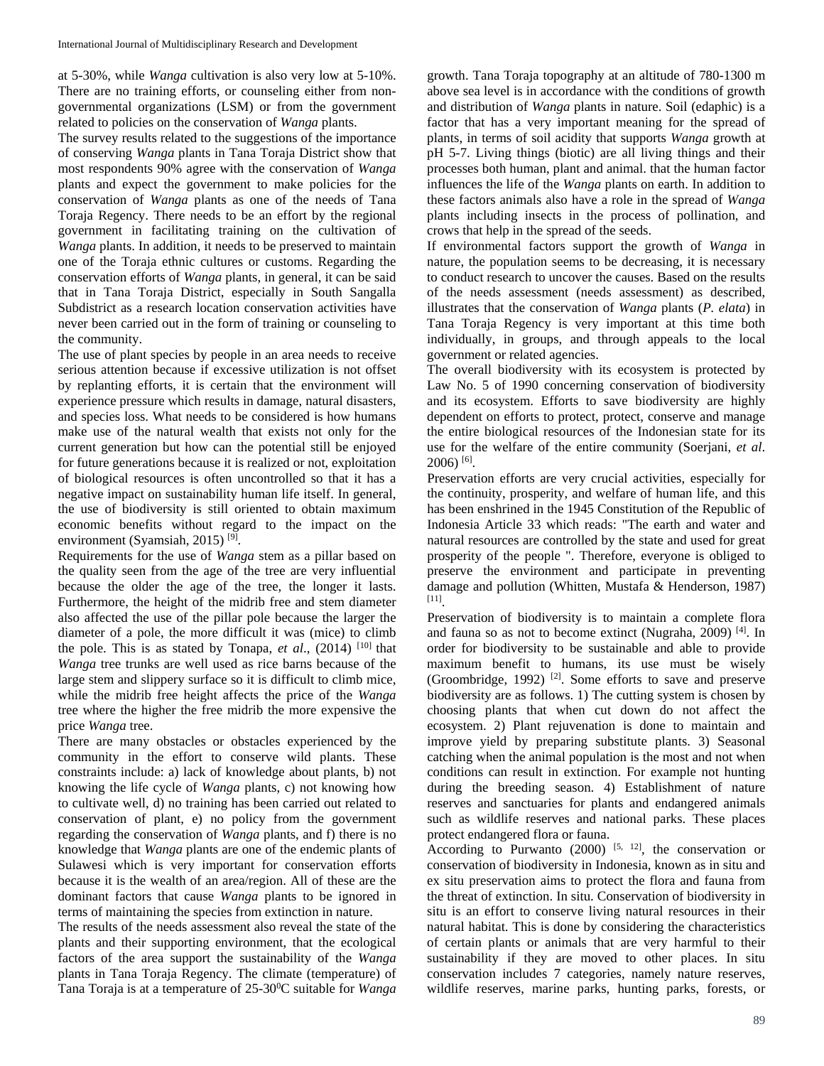at 5-30%, while *Wanga* cultivation is also very low at 5-10%. There are no training efforts, or counseling either from non-governmental organizations (LSM) or from the government related to policies on the conservation of *Wanga* plants.

The survey results related to the suggestions of the importance of conserving *Wanga* plants in Tana Toraja District show that most respondents 90% agree with the conservation of *Wanga* plants and expect the government to make policies for the conservation of *Wanga* plants as one of the needs of Tana Toraja Regency. There needs to be an effort by the regional government in facilitating training on the cultivation of *Wanga* plants. In addition, it needs to be preserved to maintain one of the Toraja ethnic cultures or customs. Regarding the conservation efforts of *Wanga* plants, in general, it can be said that in Tana Toraja District, especially in South Sangalla Subdistrict as a research location conservation activities have never been carried out in the form of training or counseling to the community.

The use of plant species by people in an area needs to receive serious attention because if excessive utilization is not offset by replanting efforts, it is certain that the environment will experience pressure which results in damage, natural disasters, and species loss. What needs to be considered is how humans make use of the natural wealth that exists not only for the current generation but how can the potential still be enjoyed for future generations because it is realized or not, exploitation of biological resources is often uncontrolled so that it has a negative impact on sustainability human life itself. In general, the use of biodiversity is still oriented to obtain maximum economic benefits without regard to the impact on the environment (Syamsiah, 2015) [9].

Requirements for the use of *Wanga* stem as a pillar based on the quality seen from the age of the tree are very influential because the older the age of the tree, the longer it lasts. Furthermore, the height of the midrib free and stem diameter also affected the use of the pillar pole because the larger the diameter of a pole, the more difficult it was (mice) to climb the pole. This is as stated by Tonapa, *et al*., (2014) [10] that *Wanga* tree trunks are well used as rice barns because of the large stem and slippery surface so it is difficult to climb mice, while the midrib free height affects the price of the *Wanga* tree where the higher the free midrib the more expensive the price *Wanga* tree.

There are many obstacles or obstacles experienced by the community in the effort to conserve wild plants. These constraints include: a) lack of knowledge about plants, b) not knowing the life cycle of *Wanga* plants, c) not knowing how to cultivate well, d) no training has been carried out related to conservation of plant, e) no policy from the government regarding the conservation of *Wanga* plants, and f) there is no knowledge that *Wanga* plants are one of the endemic plants of Sulawesi which is very important for conservation efforts because it is the wealth of an area/region. All of these are the dominant factors that cause *Wanga* plants to be ignored in terms of maintaining the species from extinction in nature.

The results of the needs assessment also reveal the state of the plants and their supporting environment, that the ecological factors of the area support the sustainability of the *Wanga* plants in Tana Toraja Regency. The climate (temperature) of Tana Toraja is at a temperature of 25-30$^0$C suitable for *Wanga* growth. Tana Toraja topography at an altitude of 780-1300 m above sea level is in accordance with the conditions of growth and distribution of *Wanga* plants in nature. Soil (edaphic) is a factor that has a very important meaning for the spread of plants, in terms of soil acidity that supports *Wanga* growth at pH 5-7. Living things (biotic) are all living things and their processes both human, plant and animal. that the human factor influences the life of the *Wanga* plants on earth. In addition to these factors animals also have a role in the spread of *Wanga* plants including insects in the process of pollination, and crows that help in the spread of the seeds.

If environmental factors support the growth of *Wanga* in nature, the population seems to be decreasing, it is necessary to conduct research to uncover the causes. Based on the results of the needs assessment (needs assessment) as described, illustrates that the conservation of *Wanga* plants (*P. elata*) in Tana Toraja Regency is very important at this time both individually, in groups, and through appeals to the local government or related agencies.

The overall biodiversity with its ecosystem is protected by Law No. 5 of 1990 concerning conservation of biodiversity and its ecosystem. Efforts to save biodiversity are highly dependent on efforts to protect, protect, conserve and manage the entire biological resources of the Indonesian state for its use for the welfare of the entire community (Soerjani, *et al*. 2006) [6].

Preservation efforts are very crucial activities, especially for the continuity, prosperity, and welfare of human life, and this has been enshrined in the 1945 Constitution of the Republic of Indonesia Article 33 which reads: "The earth and water and natural resources are controlled by the state and used for great prosperity of the people ". Therefore, everyone is obliged to preserve the environment and participate in preventing damage and pollution (Whitten, Mustafa & Henderson, 1987) [11].

Preservation of biodiversity is to maintain a complete flora and fauna so as not to become extinct (Nugraha, 2009) [4]. In order for biodiversity to be sustainable and able to provide maximum benefit to humans, its use must be wisely (Groombridge, 1992) [2]. Some efforts to save and preserve biodiversity are as follows. 1) The cutting system is chosen by choosing plants that when cut down do not affect the ecosystem. 2) Plant rejuvenation is done to maintain and improve yield by preparing substitute plants. 3) Seasonal catching when the animal population is the most and not when conditions can result in extinction. For example not hunting during the breeding season. 4) Establishment of nature reserves and sanctuaries for plants and endangered animals such as wildlife reserves and national parks. These places protect endangered flora or fauna.

According to Purwanto (2000) [5, 12], the conservation or conservation of biodiversity in Indonesia, known as in situ and ex situ preservation aims to protect the flora and fauna from the threat of extinction. In situ. Conservation of biodiversity in situ is an effort to conserve living natural resources in their natural habitat. This is done by considering the characteristics of certain plants or animals that are very harmful to their sustainability if they are moved to other places. In situ conservation includes 7 categories, namely nature reserves, wildlife reserves, marine parks, hunting parks, forests, or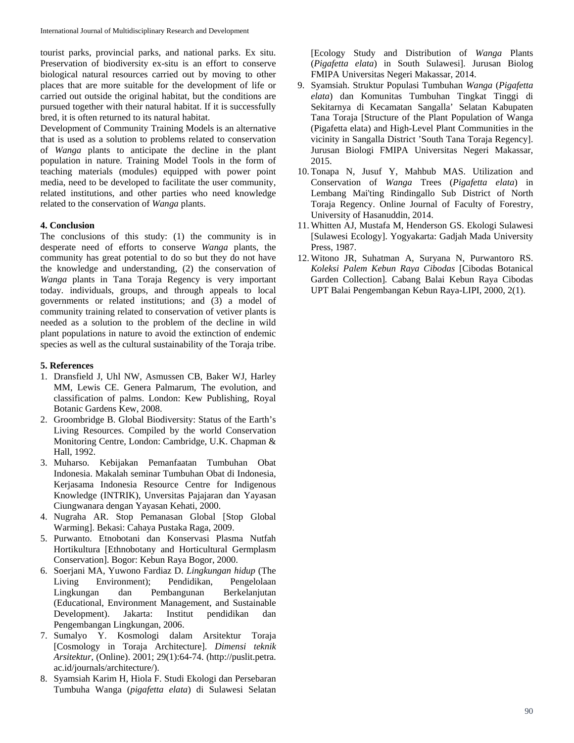tourist parks, provincial parks, and national parks. Ex situ. Preservation of biodiversity ex-situ is an effort to conserve biological natural resources carried out by moving to other places that are more suitable for the development of life or carried out outside the original habitat, but the conditions are pursued together with their natural habitat. If it is successfully bred, it is often returned to its natural habitat.

Development of Community Training Models is an alternative that is used as a solution to problems related to conservation of *Wanga* plants to anticipate the decline in the plant population in nature. Training Model Tools in the form of teaching materials (modules) equipped with power point media, need to be developed to facilitate the user community, related institutions, and other parties who need knowledge related to the conservation of *Wanga* plants.

## 4. Conclusion

The conclusions of this study: (1) the community is in desperate need of efforts to conserve *Wanga* plants, the community has great potential to do so but they do not have the knowledge and understanding, (2) the conservation of *Wanga* plants in Tana Toraja Regency is very important today. individuals, groups, and through appeals to local governments or related institutions; and (3) a model of community training related to conservation of vetiver plants is needed as a solution to the problem of the decline in wild plant populations in nature to avoid the extinction of endemic species as well as the cultural sustainability of the Toraja tribe.

## 5. References

1. Dransfield J, Uhl NW, Asmussen CB, Baker WJ, Harley MM, Lewis CE. Genera Palmarum, The evolution, and classification of palms. London: Kew Publishing, Royal Botanic Gardens Kew, 2008.
2. Groombridge B. Global Biodiversity: Status of the Earth's Living Resources. Compiled by the world Conservation Monitoring Centre, London: Cambridge, U.K. Chapman & Hall, 1992.
3. Muharso. Kebijakan Pemanfaatan Tumbuhan Obat Indonesia. Makalah seminar Tumbuhan Obat di Indonesia, Kerjasama Indonesia Resource Centre for Indigenous Knowledge (INTRIK), Unversitas Pajajaran dan Yayasan Ciungwanara dengan Yayasan Kehati, 2000.
4. Nugraha AR. Stop Pemanasan Global [Stop Global Warming]. Bekasi: Cahaya Pustaka Raga, 2009.
5. Purwanto. Etnobotani dan Konservasi Plasma Nutfah Hortikultura [Ethnobotany and Horticultural Germplasm Conservation]. Bogor: Kebun Raya Bogor, 2000.
6. Soerjani MA, Yuwono Fardiaz D. *Lingkungan hidup* (The Living Environment); Pendidikan, Pengelolaan Lingkungan dan Pembangunan Berkelanjutan (Educational, Environment Management, and Sustainable Development). Jakarta: Institut pendidikan dan Pengembangan Lingkungan, 2006.
7. Sumalyo Y. Kosmologi dalam Arsitektur Toraja [Cosmology in Toraja Architecture]. *Dimensi teknik Arsitektur*, (Online). 2001; 29(1):64-74. (http://puslit.petra.ac.id/journals/architecture/).
8. Syamsiah Karim H, Hiola F. Studi Ekologi dan Persebaran Tumbuha Wanga (*pigafetta elata*) di Sulawesi Selatan [Ecology Study and Distribution of *Wanga* Plants (*Pigafetta elata*) in South Sulawesi]. Jurusan Biolog FMIPA Universitas Negeri Makassar, 2014.
9. Syamsiah. Struktur Populasi Tumbuhan *Wanga* (*Pigafetta elata*) dan Komunitas Tumbuhan Tingkat Tinggi di Sekitarnya di Kecamatan Sangalla' Selatan Kabupaten Tana Toraja [Structure of the Plant Population of Wanga (Pigafetta elata) and High-Level Plant Communities in the vicinity in Sangalla District 'South Tana Toraja Regency]. Jurusan Biologi FMIPA Universitas Negeri Makassar, 2015.
10. Tonapa N, Jusuf Y, Mahbub MAS. Utilization and Conservation of *Wanga* Trees (*Pigafetta elata*) in Lembang Mai'ting Rindingallo Sub District of North Toraja Regency. Online Journal of Faculty of Forestry, University of Hasanuddin, 2014.
11. Whitten AJ, Mustafa M, Henderson GS. Ekologi Sulawesi [Sulawesi Ecology]. Yogyakarta: Gadjah Mada University Press, 1987.
12. Witono JR, Suhatman A, Suryana N, Purwantoro RS. *Koleksi Palem Kebun Raya Cibodas* [Cibodas Botanical Garden Collection]. Cabang Balai Kebun Raya Cibodas UPT Balai Pengembangan Kebun Raya-LIPI, 2000, 2(1).